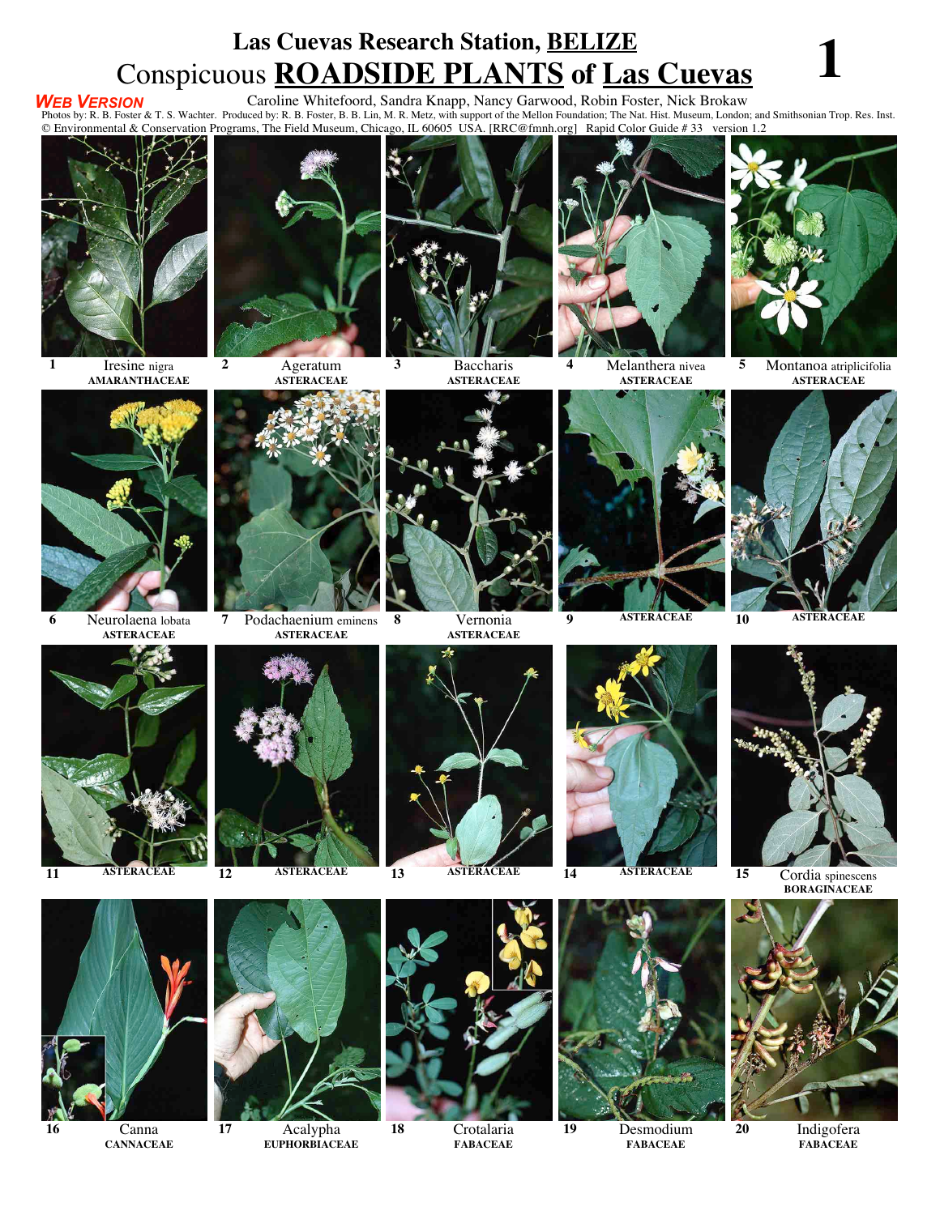# Las Cuevas Research Station, BELIZE

## Conspicuous ROADSIDE PLANTS of Las Cuevas

**WEB VERSION**

Caroline Whitefoord, Sandra Knapp, Nancy Garwood, Robin Foster, Nick Brokaw

Photos by: R. B. Foster & T. S. Wachter. Produced by: R. B. Foster, B. B. Lin, M. R. Metz, with support of the Mellon Foundation; The Nat. Hist. Museum, London; and Smithsonian Trop. Res. Inst.

© Environmental & Conservation Programs, The Field Museum, Chicago, IL 60605 USA. [RRC@fmnh.org] Rapid Color Guide # 33 version 1.2

1 Iresine nigra AMARANTHACEAE

2 Ageratum ASTERACEAE

3 Baccharis ASTERACEAE

4 Melanthera nivea ASTERACEAE

5 Montanoa atriplicifolia ASTERACEAE

6 Neurolaena lobata ASTERACEAE

7 Podachaenium eminens ASTERACEAE

8 Vernonia ASTERACEAE

9 ASTERACEAE

10 ASTERACEAE

11 ASTERACEAE

12 ASTERACEAE

13 ASTERACEAE

14 ASTERACEAE

15 Cordia spinescens BORAGINACEAE

16 Canna CANNACEAE

17 Acalypha EUPHORBIACEAE

18 Crotalaria FABACEAE

19 Desmodium FABACEAE

20 Indigofera FABACEAE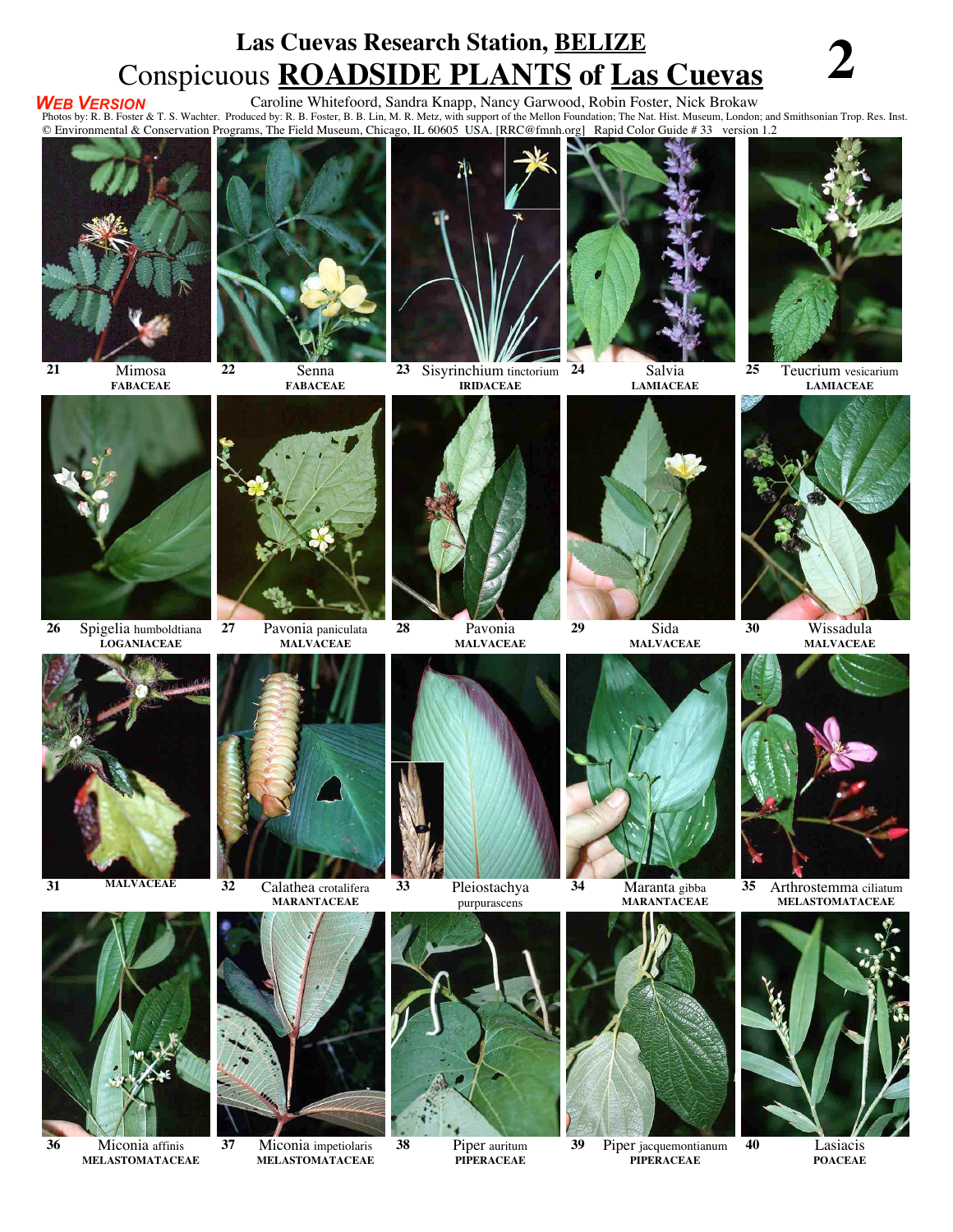# Las Cuevas Research Station, BELIZE

## Conspicuous **ROADSIDE PLANTS** of Las Cuevas

**2**

***WEB VERSION***

Caroline Whitefoord, Sandra Knapp, Nancy Garwood, Robin Foster, Nick Brokaw

Photos by: R. B. Foster & T. S. Wachter. Produced by: R. B. Foster, B. B. Lin, M. R. Metz, with support of the Mellon Foundation; The Nat. Hist. Museum, London; and Smithsonian Trop. Res. Inst.
© Environmental & Conservation Programs, The Field Museum, Chicago, IL 60605 USA. [RRC@fmnh.org] Rapid Color Guide # 33 version 1.2

21 Mimosa
**FABACEAE**

22 Senna
**FABACEAE**

23 Sisyrinchium tinctorium
**IRIDACEAE**

24 Salvia
**LAMIACEAE**

25 Teucrium vesicarium
**LAMIACEAE**

26 Spigelia humboldtiana
**LOGANIACEAE**

27 Pavonia paniculata
**MALVACEAE**

28 Pavonia
**MALVACEAE**

29 Sida
**MALVACEAE**

30 Wissadula
**MALVACEAE**

31
**MALVACEAE**

32 Calathea crotalifera
**MARANTACEAE**

33 Pleiostachya purpurascens

34 Maranta gibba
**MARANTACEAE**

35 Arthrostemma ciliatum
**MELASTOMATACEAE**

36 Miconia affinis
**MELASTOMATACEAE**

37 Miconia impetiolaris
**MELASTOMATACEAE**

38 Piper auritum
**PIPERACEAE**

39 Piper jacquemontianum
**PIPERACEAE**

40 Lasiacis
**POACEAE**